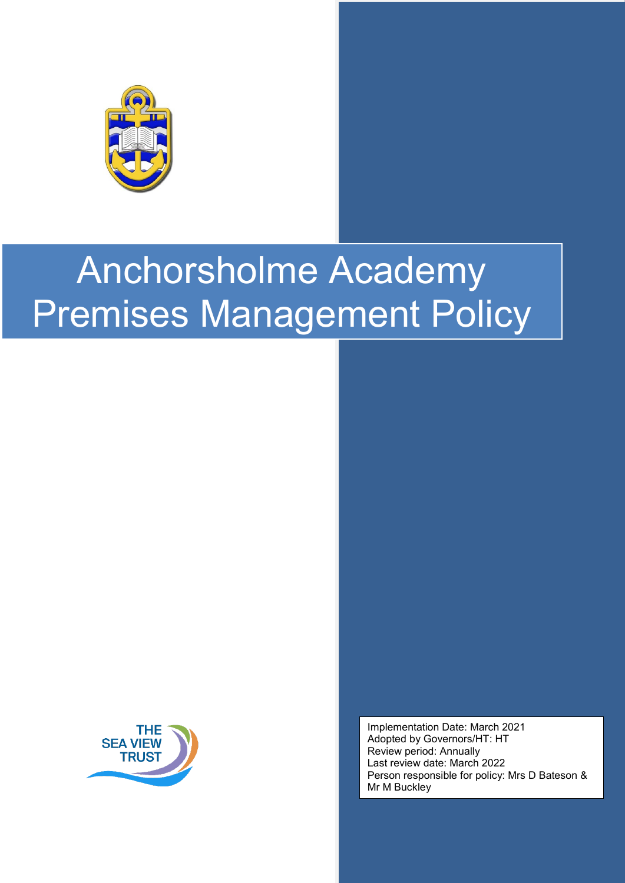# Anchorsholme Academy Premises Management Policy

THE SEA VIEW TRUST

Implementation Date: March 2021
Adopted by Governors/HT: HT
Review period: Annually
Last review date: March 2022
Person responsible for policy: Mrs D Bateson & Mr M Buckley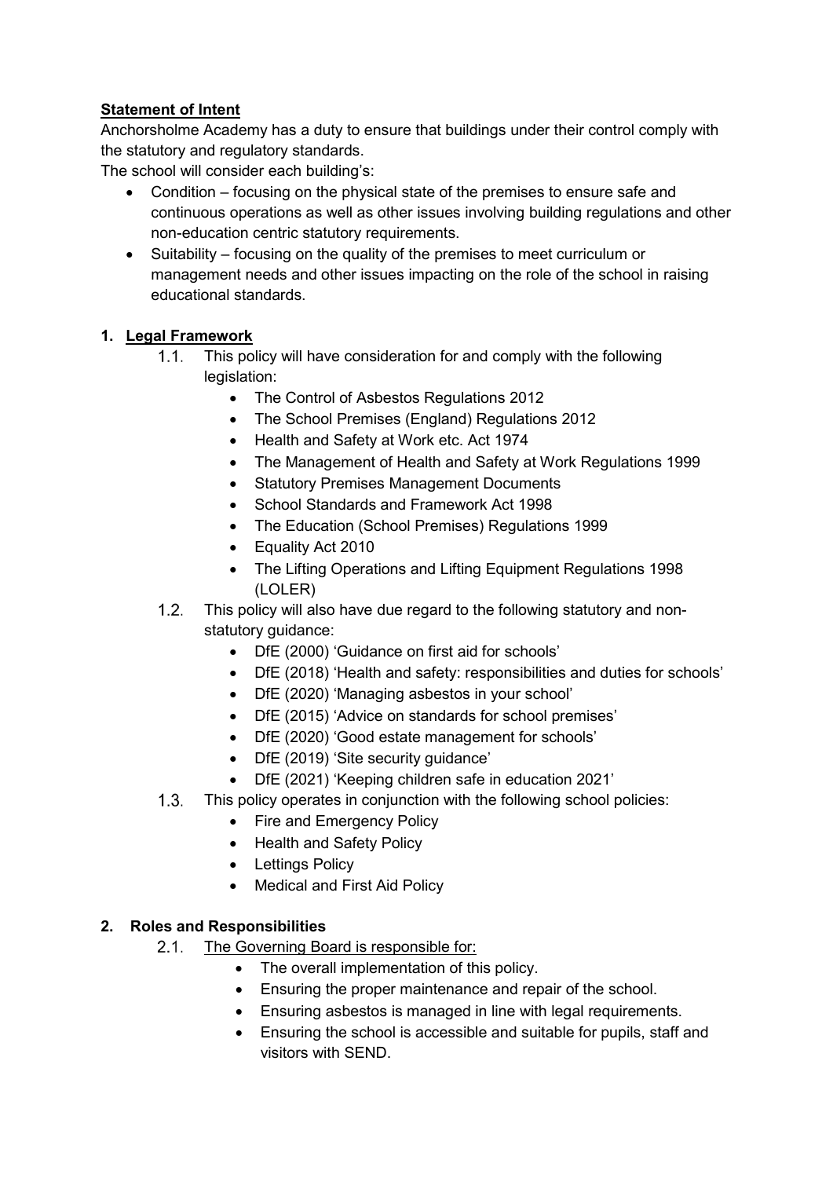**Statement of Intent**

Anchorsholme Academy has a duty to ensure that buildings under their control comply with the statutory and regulatory standards.

The school will consider each building's:

- Condition – focusing on the physical state of the premises to ensure safe and continuous operations as well as other issues involving building regulations and other non-education centric statutory requirements.
- Suitability – focusing on the quality of the premises to meet curriculum or management needs and other issues impacting on the role of the school in raising educational standards.

## 1. Legal Framework

1.1. This policy will have consideration for and comply with the following legislation:

- The Control of Asbestos Regulations 2012
- The School Premises (England) Regulations 2012
- Health and Safety at Work etc. Act 1974
- The Management of Health and Safety at Work Regulations 1999
- Statutory Premises Management Documents
- School Standards and Framework Act 1998
- The Education (School Premises) Regulations 1999
- Equality Act 2010
- The Lifting Operations and Lifting Equipment Regulations 1998 (LOLER)

1.2. This policy will also have due regard to the following statutory and non-statutory guidance:

- DfE (2000) 'Guidance on first aid for schools'
- DfE (2018) 'Health and safety: responsibilities and duties for schools'
- DfE (2020) 'Managing asbestos in your school'
- DfE (2015) 'Advice on standards for school premises'
- DfE (2020) 'Good estate management for schools'
- DfE (2019) 'Site security guidance'
- DfE (2021) 'Keeping children safe in education 2021'

1.3. This policy operates in conjunction with the following school policies:

- Fire and Emergency Policy
- Health and Safety Policy
- Lettings Policy
- Medical and First Aid Policy

## 2. Roles and Responsibilities

2.1. The Governing Board is responsible for:

- The overall implementation of this policy.
- Ensuring the proper maintenance and repair of the school.
- Ensuring asbestos is managed in line with legal requirements.
- Ensuring the school is accessible and suitable for pupils, staff and visitors with SEND.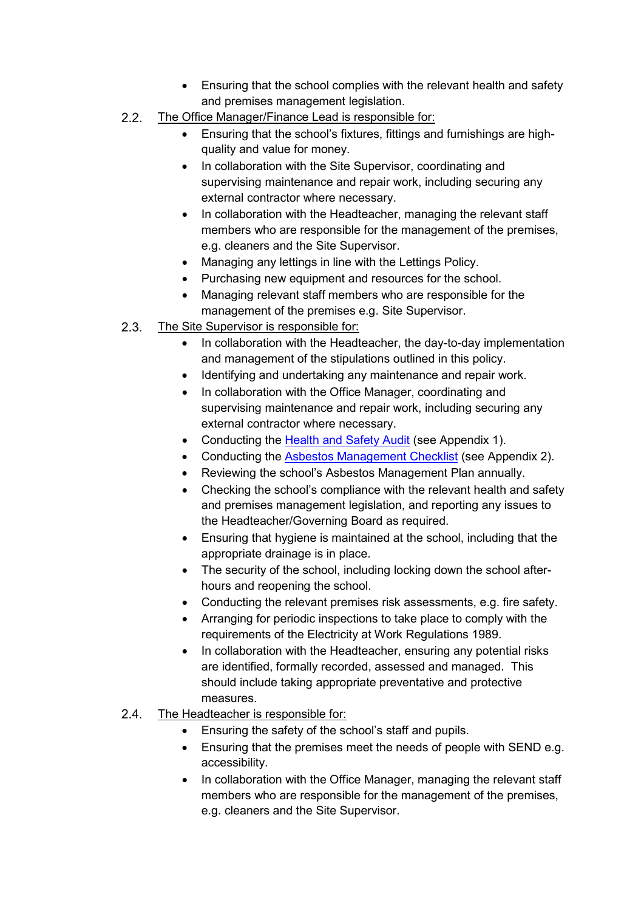- Ensuring that the school complies with the relevant health and safety and premises management legislation.

2.2. <u>The Office Manager/Finance Lead is responsible for:</u>

- Ensuring that the school's fixtures, fittings and furnishings are high-quality and value for money.
- In collaboration with the Site Supervisor, coordinating and supervising maintenance and repair work, including securing any external contractor where necessary.
- In collaboration with the Headteacher, managing the relevant staff members who are responsible for the management of the premises, e.g. cleaners and the Site Supervisor.
- Managing any lettings in line with the Lettings Policy.
- Purchasing new equipment and resources for the school.
- Managing relevant staff members who are responsible for the management of the premises e.g. Site Supervisor.

2.3. <u>The Site Supervisor is responsible for:</u>

- In collaboration with the Headteacher, the day-to-day implementation and management of the stipulations outlined in this policy.
- Identifying and undertaking any maintenance and repair work.
- In collaboration with the Office Manager, coordinating and supervising maintenance and repair work, including securing any external contractor where necessary.
- Conducting the Health and Safety Audit (see Appendix 1).
- Conducting the Asbestos Management Checklist (see Appendix 2).
- Reviewing the school's Asbestos Management Plan annually.
- Checking the school's compliance with the relevant health and safety and premises management legislation, and reporting any issues to the Headteacher/Governing Board as required.
- Ensuring that hygiene is maintained at the school, including that the appropriate drainage is in place.
- The security of the school, including locking down the school after-hours and reopening the school.
- Conducting the relevant premises risk assessments, e.g. fire safety.
- Arranging for periodic inspections to take place to comply with the requirements of the Electricity at Work Regulations 1989.
- In collaboration with the Headteacher, ensuring any potential risks are identified, formally recorded, assessed and managed. This should include taking appropriate preventative and protective measures.

2.4. <u>The Headteacher is responsible for:</u>

- Ensuring the safety of the school's staff and pupils.
- Ensuring that the premises meet the needs of people with SEND e.g. accessibility.
- In collaboration with the Office Manager, managing the relevant staff members who are responsible for the management of the premises, e.g. cleaners and the Site Supervisor.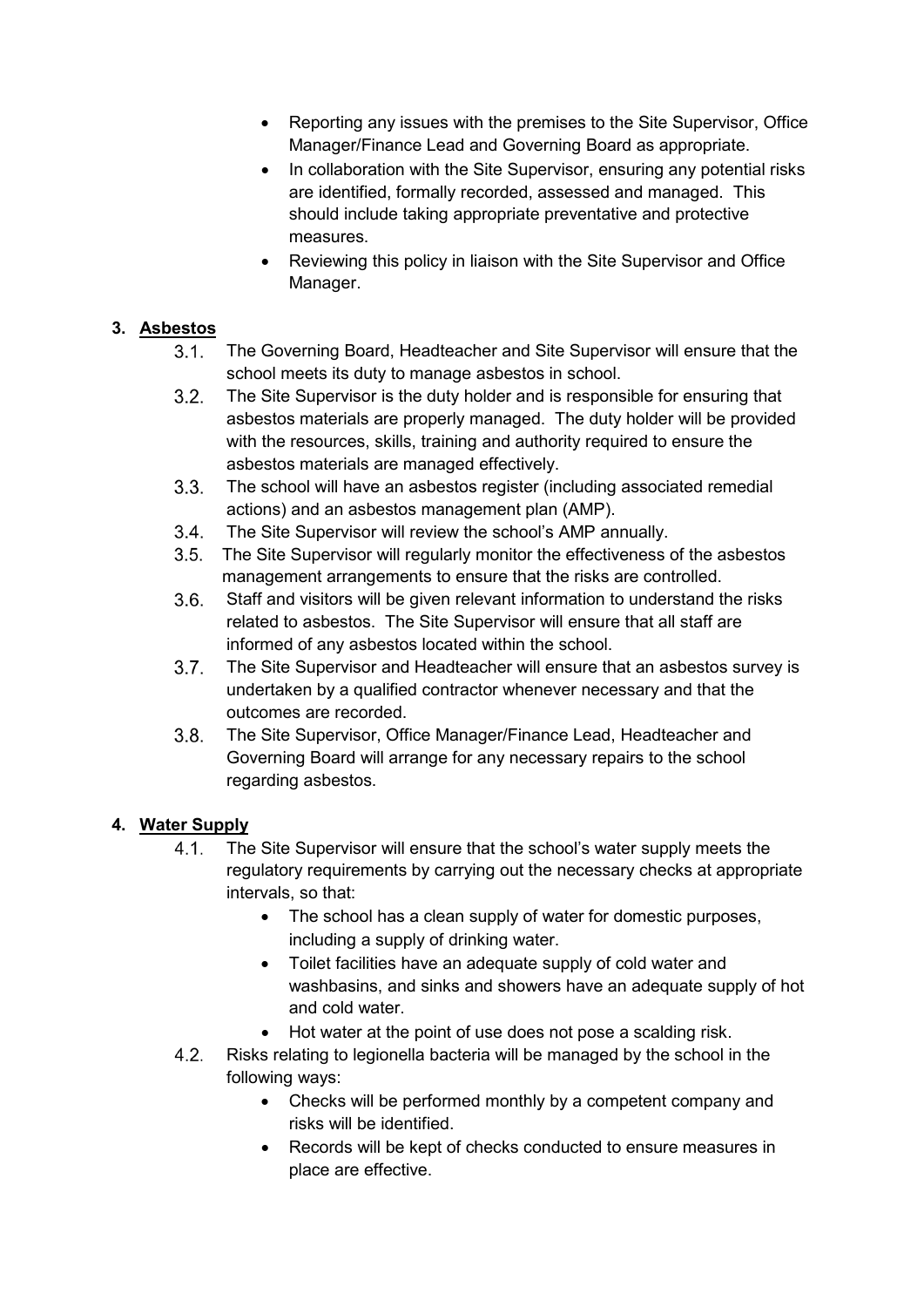- Reporting any issues with the premises to the Site Supervisor, Office Manager/Finance Lead and Governing Board as appropriate.
- In collaboration with the Site Supervisor, ensuring any potential risks are identified, formally recorded, assessed and managed. This should include taking appropriate preventative and protective measures.
- Reviewing this policy in liaison with the Site Supervisor and Office Manager.

## 3. Asbestos

3.1. The Governing Board, Headteacher and Site Supervisor will ensure that the school meets its duty to manage asbestos in school.

3.2. The Site Supervisor is the duty holder and is responsible for ensuring that asbestos materials are properly managed. The duty holder will be provided with the resources, skills, training and authority required to ensure the asbestos materials are managed effectively.

3.3. The school will have an asbestos register (including associated remedial actions) and an asbestos management plan (AMP).

3.4. The Site Supervisor will review the school's AMP annually.

3.5. The Site Supervisor will regularly monitor the effectiveness of the asbestos management arrangements to ensure that the risks are controlled.

3.6. Staff and visitors will be given relevant information to understand the risks related to asbestos. The Site Supervisor will ensure that all staff are informed of any asbestos located within the school.

3.7. The Site Supervisor and Headteacher will ensure that an asbestos survey is undertaken by a qualified contractor whenever necessary and that the outcomes are recorded.

3.8. The Site Supervisor, Office Manager/Finance Lead, Headteacher and Governing Board will arrange for any necessary repairs to the school regarding asbestos.

## 4. Water Supply

4.1. The Site Supervisor will ensure that the school's water supply meets the regulatory requirements by carrying out the necessary checks at appropriate intervals, so that:

- The school has a clean supply of water for domestic purposes, including a supply of drinking water.
- Toilet facilities have an adequate supply of cold water and washbasins, and sinks and showers have an adequate supply of hot and cold water.
- Hot water at the point of use does not pose a scalding risk.

4.2. Risks relating to legionella bacteria will be managed by the school in the following ways:

- Checks will be performed monthly by a competent company and risks will be identified.
- Records will be kept of checks conducted to ensure measures in place are effective.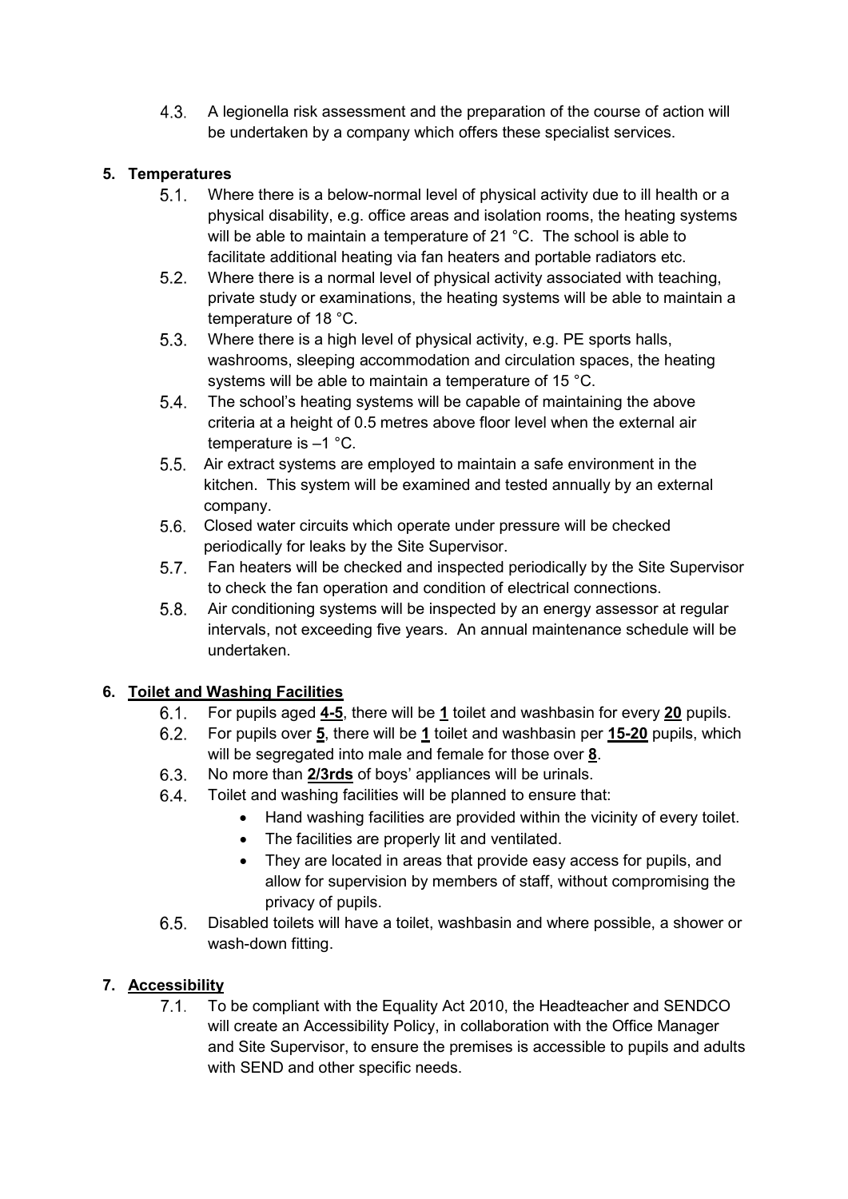4.3. A legionella risk assessment and the preparation of the course of action will be undertaken by a company which offers these specialist services.

## 5. Temperatures

5.1. Where there is a below-normal level of physical activity due to ill health or a physical disability, e.g. office areas and isolation rooms, the heating systems will be able to maintain a temperature of 21 °C. The school is able to facilitate additional heating via fan heaters and portable radiators etc.

5.2. Where there is a normal level of physical activity associated with teaching, private study or examinations, the heating systems will be able to maintain a temperature of 18 °C.

5.3. Where there is a high level of physical activity, e.g. PE sports halls, washrooms, sleeping accommodation and circulation spaces, the heating systems will be able to maintain a temperature of 15 °C.

5.4. The school's heating systems will be capable of maintaining the above criteria at a height of 0.5 metres above floor level when the external air temperature is –1 °C.

5.5. Air extract systems are employed to maintain a safe environment in the kitchen. This system will be examined and tested annually by an external company.

5.6. Closed water circuits which operate under pressure will be checked periodically for leaks by the Site Supervisor.

5.7. Fan heaters will be checked and inspected periodically by the Site Supervisor to check the fan operation and condition of electrical connections.

5.8. Air conditioning systems will be inspected by an energy assessor at regular intervals, not exceeding five years. An annual maintenance schedule will be undertaken.

## 6. Toilet and Washing Facilities

6.1. For pupils aged **4-5**, there will be **1** toilet and washbasin for every **20** pupils.

6.2. For pupils over **5**, there will be **1** toilet and washbasin per **15-20** pupils, which will be segregated into male and female for those over **8**.

6.3. No more than **2/3rds** of boys' appliances will be urinals.

6.4. Toilet and washing facilities will be planned to ensure that:

- Hand washing facilities are provided within the vicinity of every toilet.
- The facilities are properly lit and ventilated.
- They are located in areas that provide easy access for pupils, and allow for supervision by members of staff, without compromising the privacy of pupils.

6.5. Disabled toilets will have a toilet, washbasin and where possible, a shower or wash-down fitting.

## 7. Accessibility

7.1. To be compliant with the Equality Act 2010, the Headteacher and SENDCO will create an Accessibility Policy, in collaboration with the Office Manager and Site Supervisor, to ensure the premises is accessible to pupils and adults with SEND and other specific needs.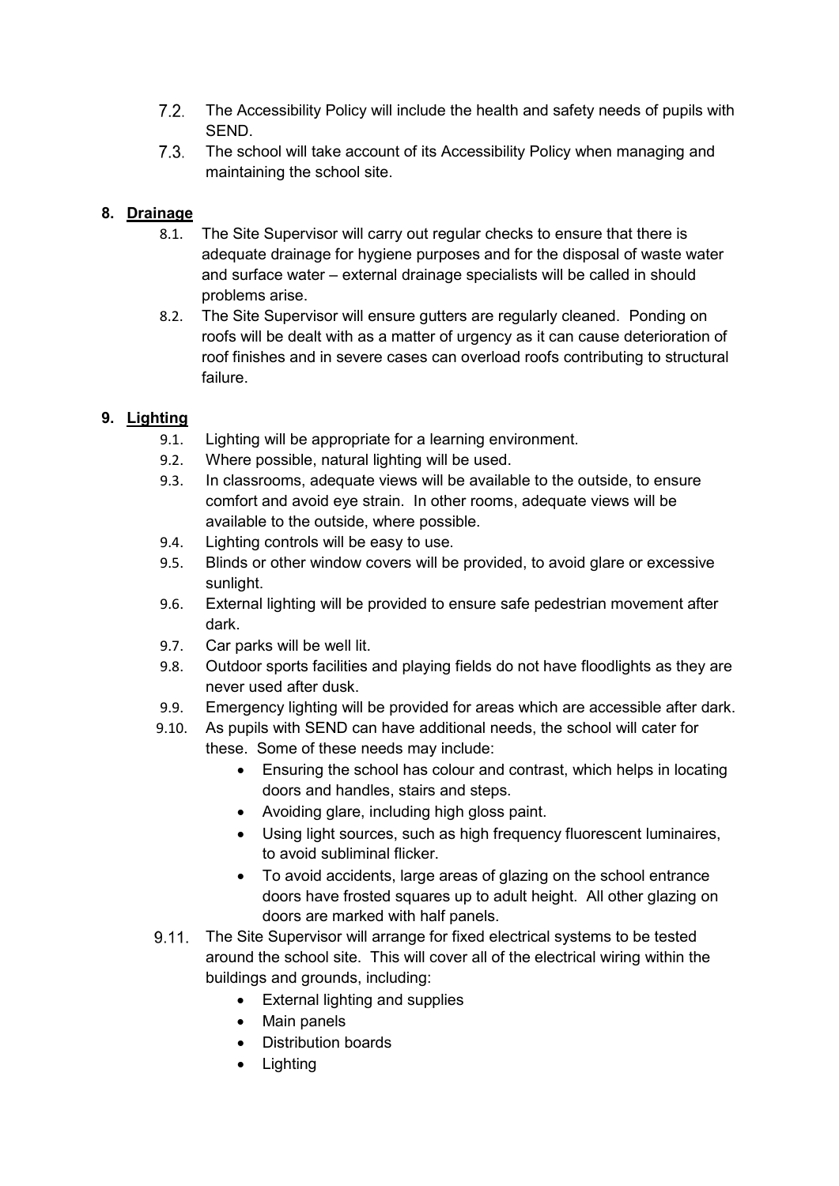7.2. The Accessibility Policy will include the health and safety needs of pupils with SEND.

7.3. The school will take account of its Accessibility Policy when managing and maintaining the school site.

## 8. Drainage

8.1. The Site Supervisor will carry out regular checks to ensure that there is adequate drainage for hygiene purposes and for the disposal of waste water and surface water – external drainage specialists will be called in should problems arise.

8.2. The Site Supervisor will ensure gutters are regularly cleaned. Ponding on roofs will be dealt with as a matter of urgency as it can cause deterioration of roof finishes and in severe cases can overload roofs contributing to structural failure.

## 9. Lighting

9.1. Lighting will be appropriate for a learning environment.

9.2. Where possible, natural lighting will be used.

9.3. In classrooms, adequate views will be available to the outside, to ensure comfort and avoid eye strain. In other rooms, adequate views will be available to the outside, where possible.

9.4. Lighting controls will be easy to use.

9.5. Blinds or other window covers will be provided, to avoid glare or excessive sunlight.

9.6. External lighting will be provided to ensure safe pedestrian movement after dark.

9.7. Car parks will be well lit.

9.8. Outdoor sports facilities and playing fields do not have floodlights as they are never used after dusk.

9.9. Emergency lighting will be provided for areas which are accessible after dark.

9.10. As pupils with SEND can have additional needs, the school will cater for these. Some of these needs may include:

- Ensuring the school has colour and contrast, which helps in locating doors and handles, stairs and steps.
- Avoiding glare, including high gloss paint.
- Using light sources, such as high frequency fluorescent luminaires, to avoid subliminal flicker.
- To avoid accidents, large areas of glazing on the school entrance doors have frosted squares up to adult height. All other glazing on doors are marked with half panels.

9.11. The Site Supervisor will arrange for fixed electrical systems to be tested around the school site. This will cover all of the electrical wiring within the buildings and grounds, including:

- External lighting and supplies
- Main panels
- Distribution boards
- Lighting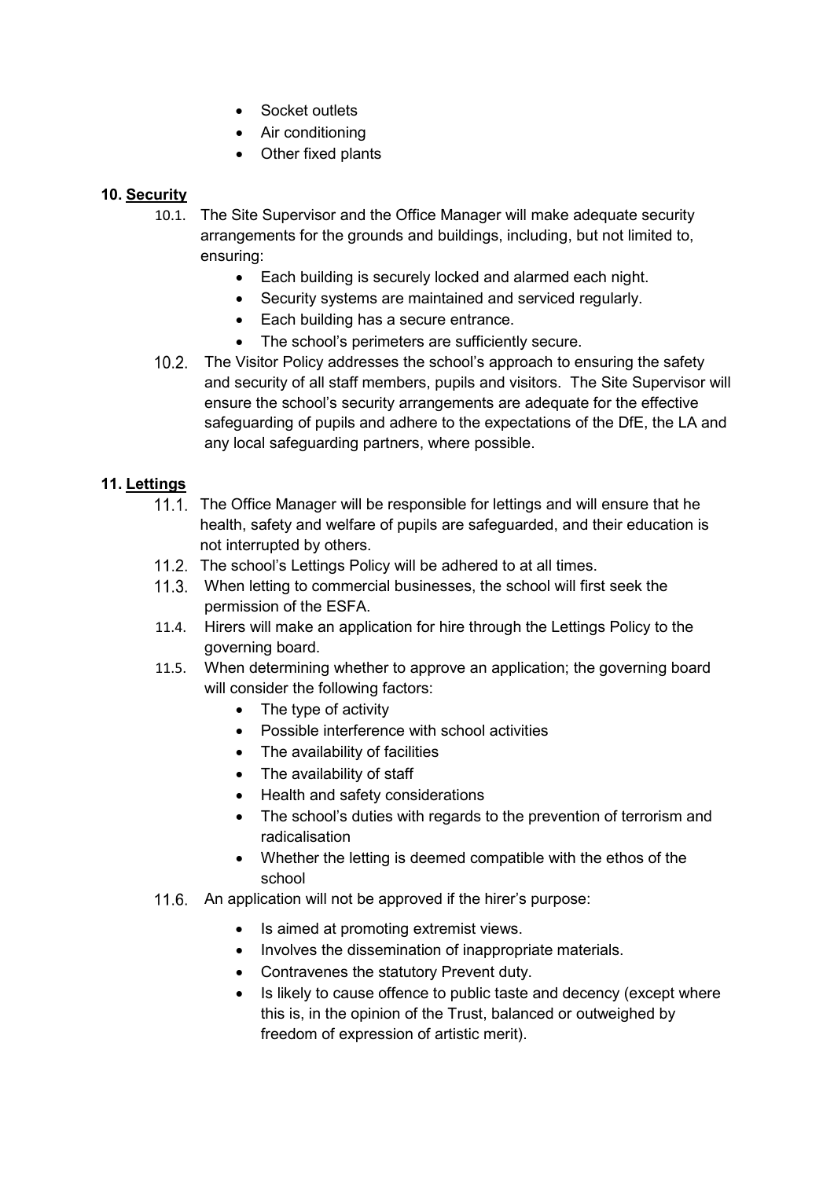- Socket outlets
- Air conditioning
- Other fixed plants

## 10. Security

10.1. The Site Supervisor and the Office Manager will make adequate security arrangements for the grounds and buildings, including, but not limited to, ensuring:

- Each building is securely locked and alarmed each night.
- Security systems are maintained and serviced regularly.
- Each building has a secure entrance.
- The school's perimeters are sufficiently secure.

10.2. The Visitor Policy addresses the school's approach to ensuring the safety and security of all staff members, pupils and visitors. The Site Supervisor will ensure the school's security arrangements are adequate for the effective safeguarding of pupils and adhere to the expectations of the DfE, the LA and any local safeguarding partners, where possible.

## 11. Lettings

11.1. The Office Manager will be responsible for lettings and will ensure that he health, safety and welfare of pupils are safeguarded, and their education is not interrupted by others.

11.2. The school's Lettings Policy will be adhered to at all times.

11.3. When letting to commercial businesses, the school will first seek the permission of the ESFA.

11.4. Hirers will make an application for hire through the Lettings Policy to the governing board.

11.5. When determining whether to approve an application; the governing board will consider the following factors:

- The type of activity
- Possible interference with school activities
- The availability of facilities
- The availability of staff
- Health and safety considerations
- The school's duties with regards to the prevention of terrorism and radicalisation
- Whether the letting is deemed compatible with the ethos of the school

11.6. An application will not be approved if the hirer's purpose:

- Is aimed at promoting extremist views.
- Involves the dissemination of inappropriate materials.
- Contravenes the statutory Prevent duty.
- Is likely to cause offence to public taste and decency (except where this is, in the opinion of the Trust, balanced or outweighed by freedom of expression of artistic merit).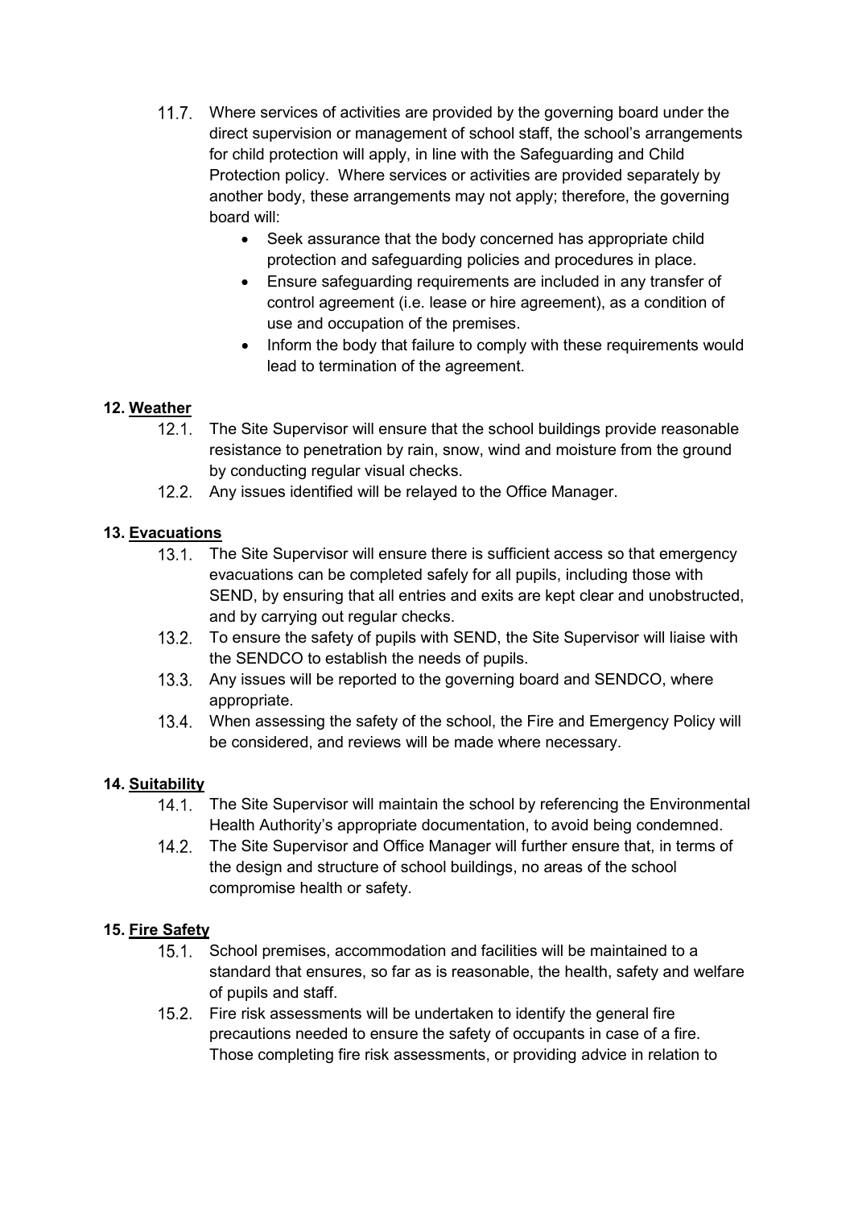11.7. Where services of activities are provided by the governing board under the direct supervision or management of school staff, the school's arrangements for child protection will apply, in line with the Safeguarding and Child Protection policy. Where services or activities are provided separately by another body, these arrangements may not apply; therefore, the governing board will:

- Seek assurance that the body concerned has appropriate child protection and safeguarding policies and procedures in place.
- Ensure safeguarding requirements are included in any transfer of control agreement (i.e. lease or hire agreement), as a condition of use and occupation of the premises.
- Inform the body that failure to comply with these requirements would lead to termination of the agreement.

## 12. Weather

12.1. The Site Supervisor will ensure that the school buildings provide reasonable resistance to penetration by rain, snow, wind and moisture from the ground by conducting regular visual checks.

12.2. Any issues identified will be relayed to the Office Manager.

## 13. Evacuations

13.1. The Site Supervisor will ensure there is sufficient access so that emergency evacuations can be completed safely for all pupils, including those with SEND, by ensuring that all entries and exits are kept clear and unobstructed, and by carrying out regular checks.

13.2. To ensure the safety of pupils with SEND, the Site Supervisor will liaise with the SENDCO to establish the needs of pupils.

13.3. Any issues will be reported to the governing board and SENDCO, where appropriate.

13.4. When assessing the safety of the school, the Fire and Emergency Policy will be considered, and reviews will be made where necessary.

## 14. Suitability

14.1. The Site Supervisor will maintain the school by referencing the Environmental Health Authority's appropriate documentation, to avoid being condemned.

14.2. The Site Supervisor and Office Manager will further ensure that, in terms of the design and structure of school buildings, no areas of the school compromise health or safety.

## 15. Fire Safety

15.1. School premises, accommodation and facilities will be maintained to a standard that ensures, so far as is reasonable, the health, safety and welfare of pupils and staff.

15.2. Fire risk assessments will be undertaken to identify the general fire precautions needed to ensure the safety of occupants in case of a fire. Those completing fire risk assessments, or providing advice in relation to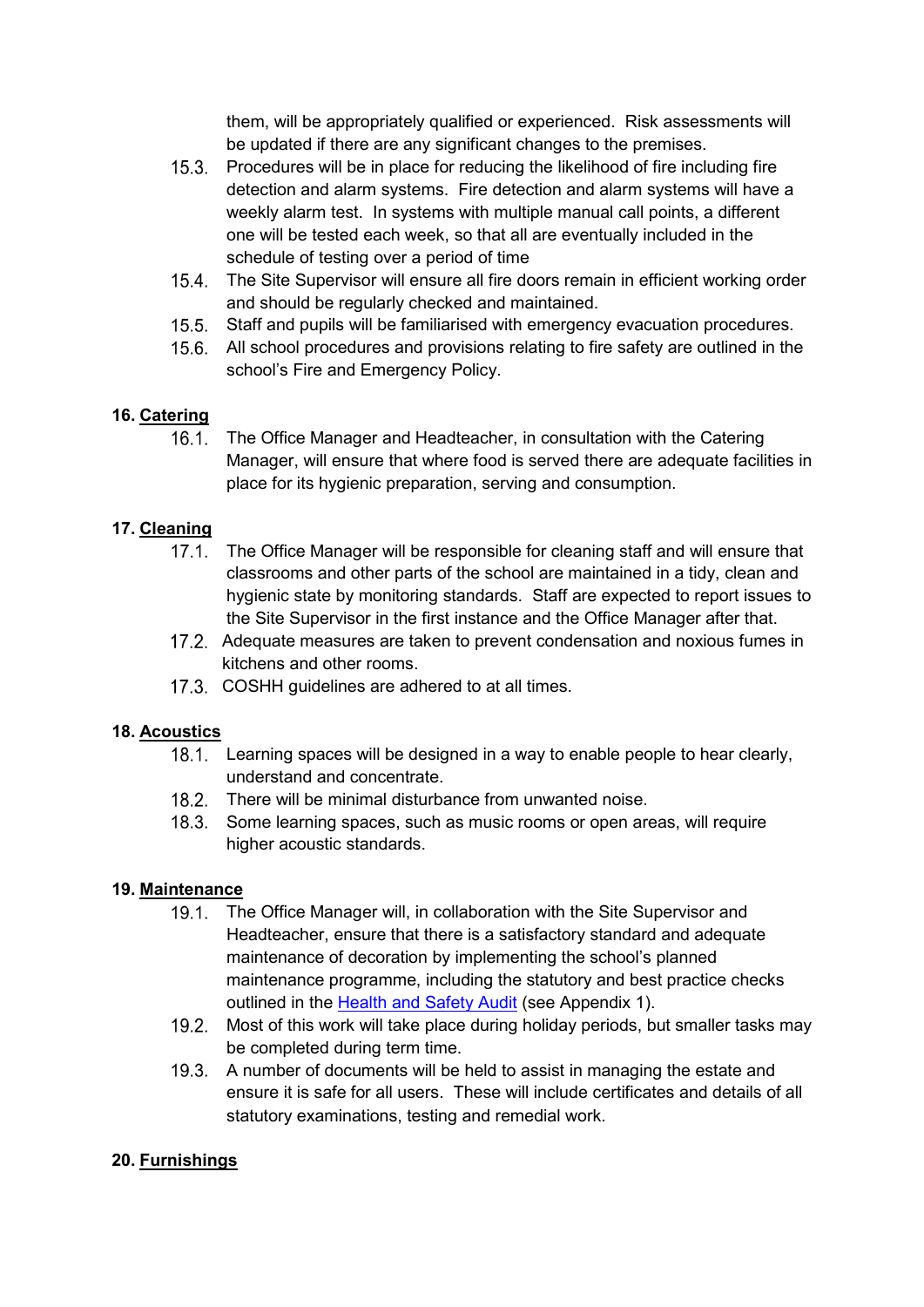them, will be appropriately qualified or experienced. Risk assessments will be updated if there are any significant changes to the premises.

15.3. Procedures will be in place for reducing the likelihood of fire including fire detection and alarm systems. Fire detection and alarm systems will have a weekly alarm test. In systems with multiple manual call points, a different one will be tested each week, so that all are eventually included in the schedule of testing over a period of time

15.4. The Site Supervisor will ensure all fire doors remain in efficient working order and should be regularly checked and maintained.

15.5. Staff and pupils will be familiarised with emergency evacuation procedures.

15.6. All school procedures and provisions relating to fire safety are outlined in the school's Fire and Emergency Policy.

## 16. Catering

16.1. The Office Manager and Headteacher, in consultation with the Catering Manager, will ensure that where food is served there are adequate facilities in place for its hygienic preparation, serving and consumption.

## 17. Cleaning

17.1. The Office Manager will be responsible for cleaning staff and will ensure that classrooms and other parts of the school are maintained in a tidy, clean and hygienic state by monitoring standards. Staff are expected to report issues to the Site Supervisor in the first instance and the Office Manager after that.

17.2. Adequate measures are taken to prevent condensation and noxious fumes in kitchens and other rooms.

17.3. COSHH guidelines are adhered to at all times.

## 18. Acoustics

18.1. Learning spaces will be designed in a way to enable people to hear clearly, understand and concentrate.

18.2. There will be minimal disturbance from unwanted noise.

18.3. Some learning spaces, such as music rooms or open areas, will require higher acoustic standards.

## 19. Maintenance

19.1. The Office Manager will, in collaboration with the Site Supervisor and Headteacher, ensure that there is a satisfactory standard and adequate maintenance of decoration by implementing the school's planned maintenance programme, including the statutory and best practice checks outlined in the Health and Safety Audit (see Appendix 1).

19.2. Most of this work will take place during holiday periods, but smaller tasks may be completed during term time.

19.3. A number of documents will be held to assist in managing the estate and ensure it is safe for all users. These will include certificates and details of all statutory examinations, testing and remedial work.

## 20. Furnishings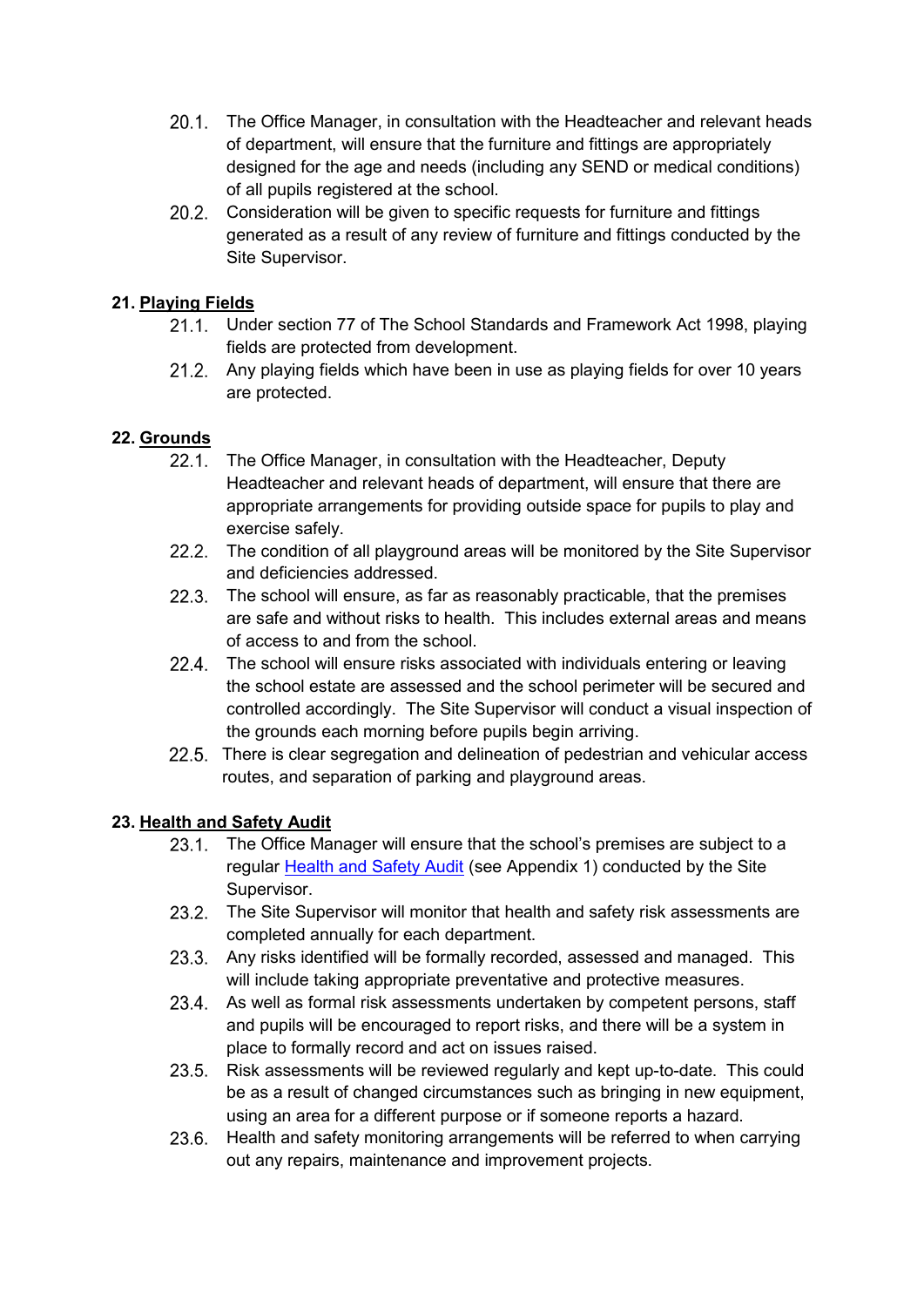20.1. The Office Manager, in consultation with the Headteacher and relevant heads of department, will ensure that the furniture and fittings are appropriately designed for the age and needs (including any SEND or medical conditions) of all pupils registered at the school.

20.2. Consideration will be given to specific requests for furniture and fittings generated as a result of any review of furniture and fittings conducted by the Site Supervisor.

## 21. Playing Fields

21.1. Under section 77 of The School Standards and Framework Act 1998, playing fields are protected from development.

21.2. Any playing fields which have been in use as playing fields for over 10 years are protected.

## 22. Grounds

22.1. The Office Manager, in consultation with the Headteacher, Deputy Headteacher and relevant heads of department, will ensure that there are appropriate arrangements for providing outside space for pupils to play and exercise safely.

22.2. The condition of all playground areas will be monitored by the Site Supervisor and deficiencies addressed.

22.3. The school will ensure, as far as reasonably practicable, that the premises are safe and without risks to health. This includes external areas and means of access to and from the school.

22.4. The school will ensure risks associated with individuals entering or leaving the school estate are assessed and the school perimeter will be secured and controlled accordingly. The Site Supervisor will conduct a visual inspection of the grounds each morning before pupils begin arriving.

22.5. There is clear segregation and delineation of pedestrian and vehicular access routes, and separation of parking and playground areas.

## 23. Health and Safety Audit

23.1. The Office Manager will ensure that the school's premises are subject to a regular [Health and Safety Audit] (see Appendix 1) conducted by the Site Supervisor.

23.2. The Site Supervisor will monitor that health and safety risk assessments are completed annually for each department.

23.3. Any risks identified will be formally recorded, assessed and managed. This will include taking appropriate preventative and protective measures.

23.4. As well as formal risk assessments undertaken by competent persons, staff and pupils will be encouraged to report risks, and there will be a system in place to formally record and act on issues raised.

23.5. Risk assessments will be reviewed regularly and kept up-to-date. This could be as a result of changed circumstances such as bringing in new equipment, using an area for a different purpose or if someone reports a hazard.

23.6. Health and safety monitoring arrangements will be referred to when carrying out any repairs, maintenance and improvement projects.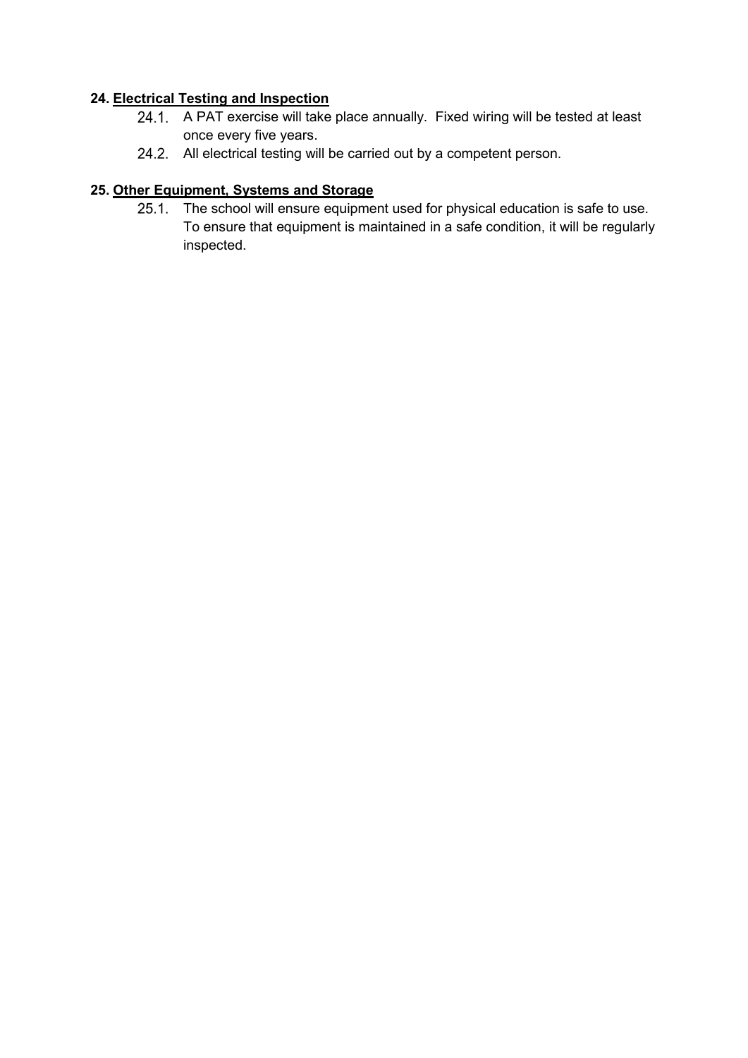## 24. Electrical Testing and Inspection

24.1. A PAT exercise will take place annually. Fixed wiring will be tested at least once every five years.

24.2. All electrical testing will be carried out by a competent person.

## 25. Other Equipment, Systems and Storage

25.1. The school will ensure equipment used for physical education is safe to use. To ensure that equipment is maintained in a safe condition, it will be regularly inspected.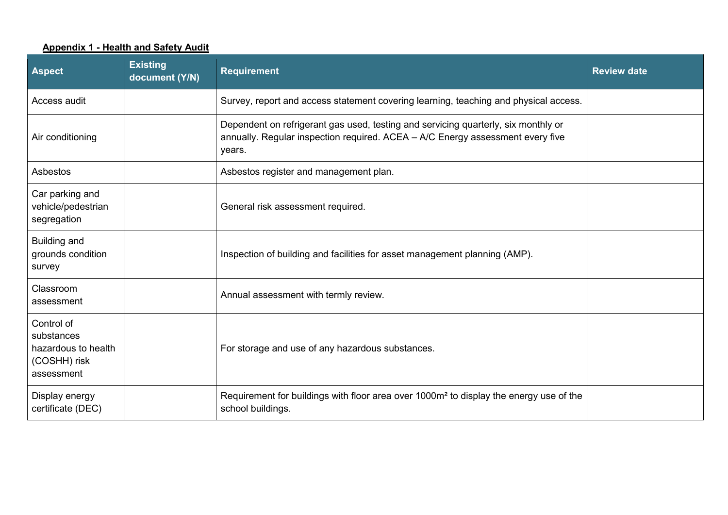**Appendix 1 - Health and Safety Audit**

| Aspect | Existing document (Y/N) | Requirement | Review date |
|---|---|---|---|
| Access audit | | Survey, report and access statement covering learning, teaching and physical access. | |
| Air conditioning | | Dependent on refrigerant gas used, testing and servicing quarterly, six monthly or annually. Regular inspection required. ACEA – A/C Energy assessment every five years. | |
| Asbestos | | Asbestos register and management plan. | |
| Car parking and vehicle/pedestrian segregation | | General risk assessment required. | |
| Building and grounds condition survey | | Inspection of building and facilities for asset management planning (AMP). | |
| Classroom assessment | | Annual assessment with termly review. | |
| Control of substances hazardous to health (COSHH) risk assessment | | For storage and use of any hazardous substances. | |
| Display energy certificate (DEC) | | Requirement for buildings with floor area over 1000m² to display the energy use of the school buildings. | |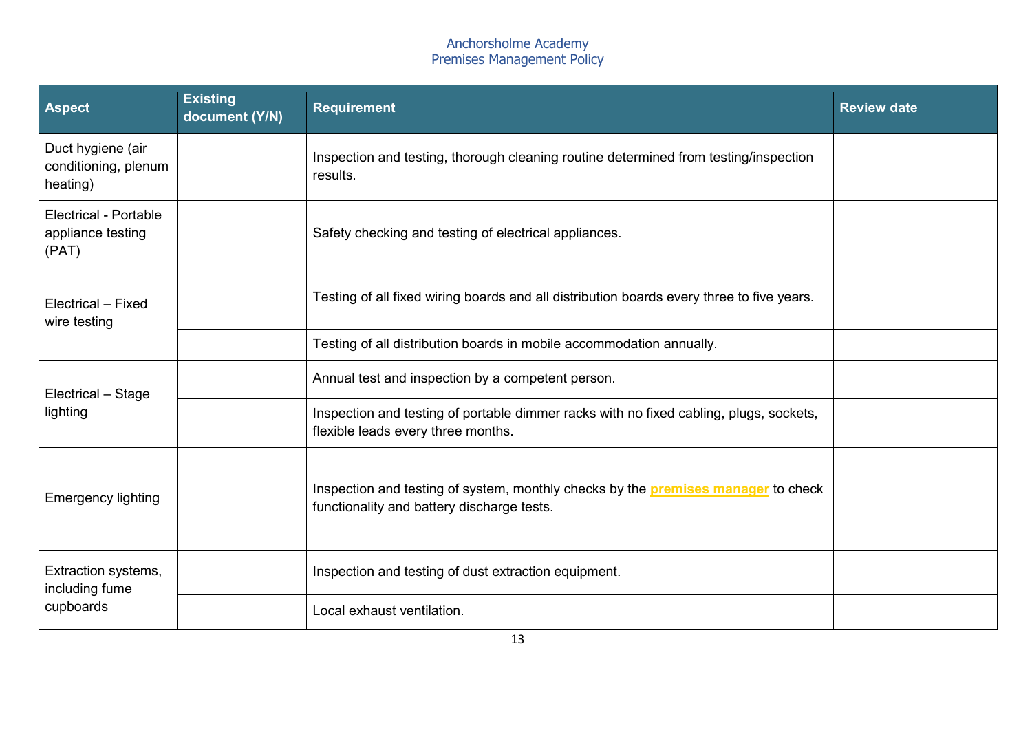| Aspect | Existing document (Y/N) | Requirement | Review date |
|---|---|---|---|
| Duct hygiene (air conditioning, plenum heating) | | Inspection and testing, thorough cleaning routine determined from testing/inspection results. | |
| Electrical - Portable appliance testing (PAT) | | Safety checking and testing of electrical appliances. | |
| Electrical – Fixed wire testing | | Testing of all fixed wiring boards and all distribution boards every three to five years. | |
| | | Testing of all distribution boards in mobile accommodation annually. | |
| Electrical – Stage lighting | | Annual test and inspection by a competent person. | |
| | | Inspection and testing of portable dimmer racks with no fixed cabling, plugs, sockets, flexible leads every three months. | |
| Emergency lighting | | Inspection and testing of system, monthly checks by the **premises manager** to check functionality and battery discharge tests. | |
| Extraction systems, including fume cupboards | | Inspection and testing of dust extraction equipment. | |
| | | Local exhaust ventilation. | |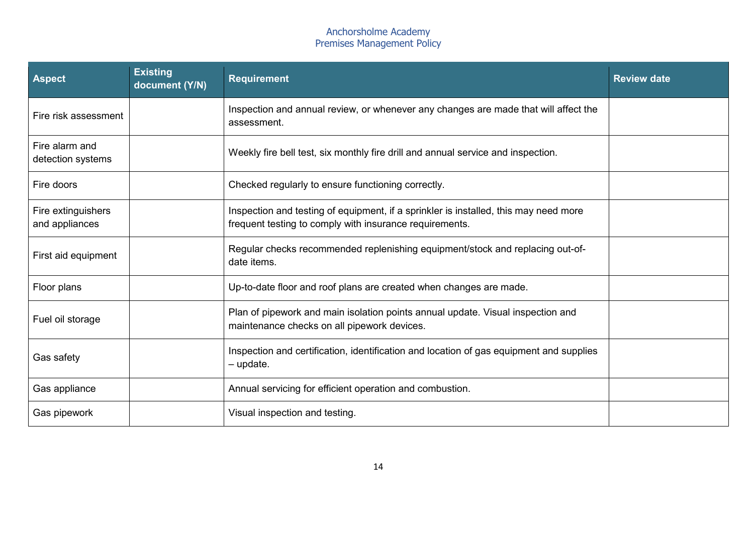| Aspect | Existing document (Y/N) | Requirement | Review date |
|---|---|---|---|
| Fire risk assessment | | Inspection and annual review, or whenever any changes are made that will affect the assessment. | |
| Fire alarm and detection systems | | Weekly fire bell test, six monthly fire drill and annual service and inspection. | |
| Fire doors | | Checked regularly to ensure functioning correctly. | |
| Fire extinguishers and appliances | | Inspection and testing of equipment, if a sprinkler is installed, this may need more frequent testing to comply with insurance requirements. | |
| First aid equipment | | Regular checks recommended replenishing equipment/stock and replacing out-of-date items. | |
| Floor plans | | Up-to-date floor and roof plans are created when changes are made. | |
| Fuel oil storage | | Plan of pipework and main isolation points annual update. Visual inspection and maintenance checks on all pipework devices. | |
| Gas safety | | Inspection and certification, identification and location of gas equipment and supplies – update. | |
| Gas appliance | | Annual servicing for efficient operation and combustion. | |
| Gas pipework | | Visual inspection and testing. | |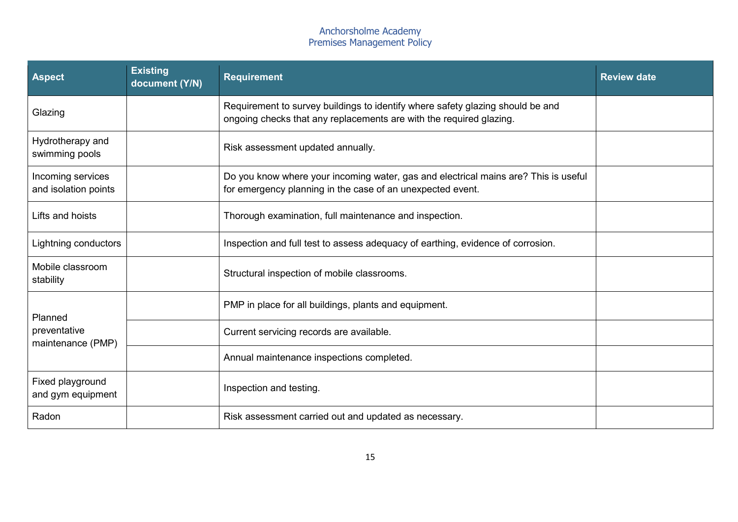| Aspect | Existing document (Y/N) | Requirement | Review date |
|---|---|---|---|
| Glazing | | Requirement to survey buildings to identify where safety glazing should be and ongoing checks that any replacements are with the required glazing. | |
| Hydrotherapy and swimming pools | | Risk assessment updated annually. | |
| Incoming services and isolation points | | Do you know where your incoming water, gas and electrical mains are? This is useful for emergency planning in the case of an unexpected event. | |
| Lifts and hoists | | Thorough examination, full maintenance and inspection. | |
| Lightning conductors | | Inspection and full test to assess adequacy of earthing, evidence of corrosion. | |
| Mobile classroom stability | | Structural inspection of mobile classrooms. | |
| Planned preventative maintenance (PMP) | | PMP in place for all buildings, plants and equipment. | |
| | | Current servicing records are available. | |
| | | Annual maintenance inspections completed. | |
| Fixed playground and gym equipment | | Inspection and testing. | |
| Radon | | Risk assessment carried out and updated as necessary. | |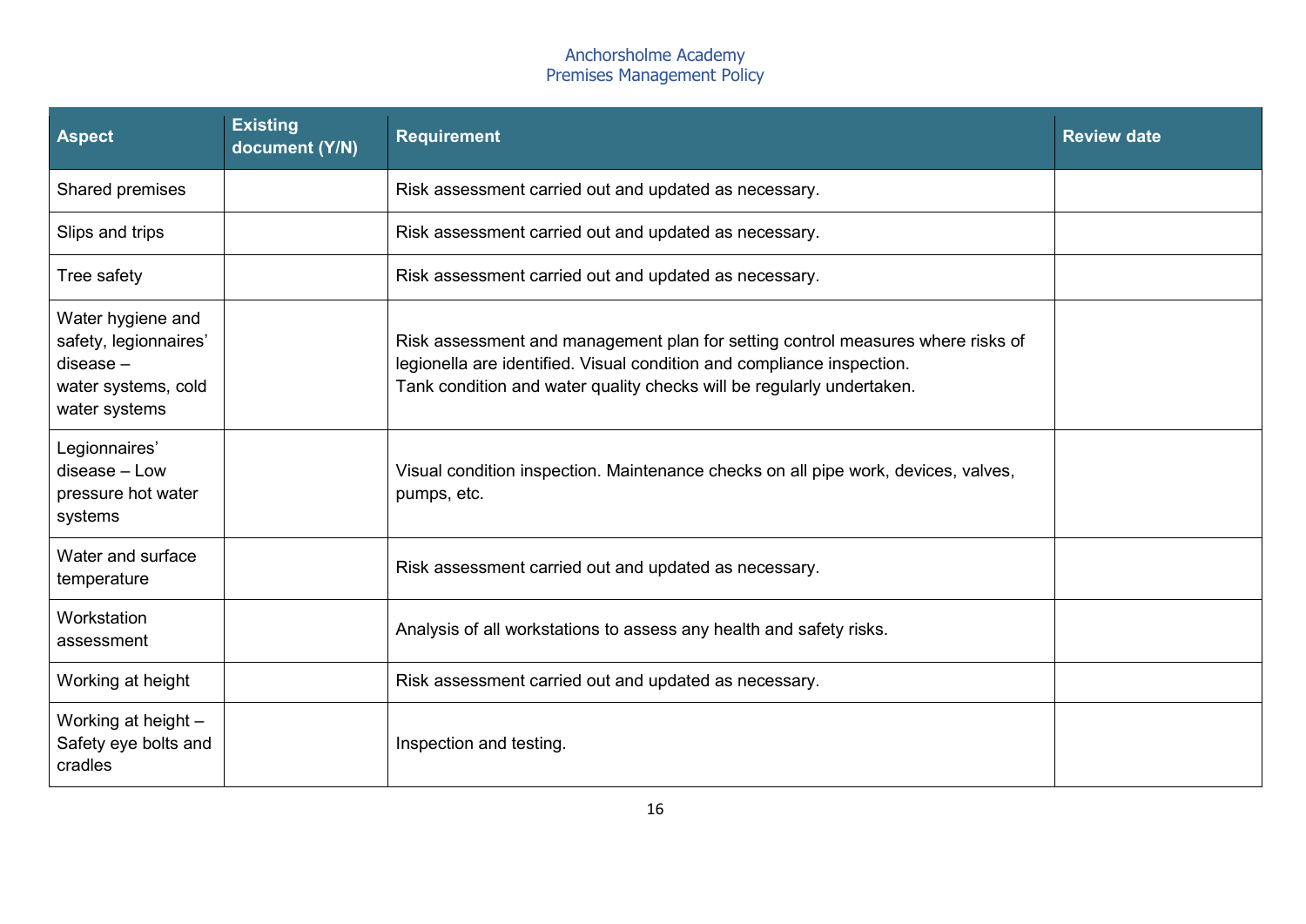| Aspect | Existing document (Y/N) | Requirement | Review date |
|---|---|---|---|
| Shared premises | | Risk assessment carried out and updated as necessary. | |
| Slips and trips | | Risk assessment carried out and updated as necessary. | |
| Tree safety | | Risk assessment carried out and updated as necessary. | |
| Water hygiene and safety, legionnaires' disease – water systems, cold water systems | | Risk assessment and management plan for setting control measures where risks of legionella are identified. Visual condition and compliance inspection. Tank condition and water quality checks will be regularly undertaken. | |
| Legionnaires' disease – Low pressure hot water systems | | Visual condition inspection. Maintenance checks on all pipe work, devices, valves, pumps, etc. | |
| Water and surface temperature | | Risk assessment carried out and updated as necessary. | |
| Workstation assessment | | Analysis of all workstations to assess any health and safety risks. | |
| Working at height | | Risk assessment carried out and updated as necessary. | |
| Working at height – Safety eye bolts and cradles | | Inspection and testing. | |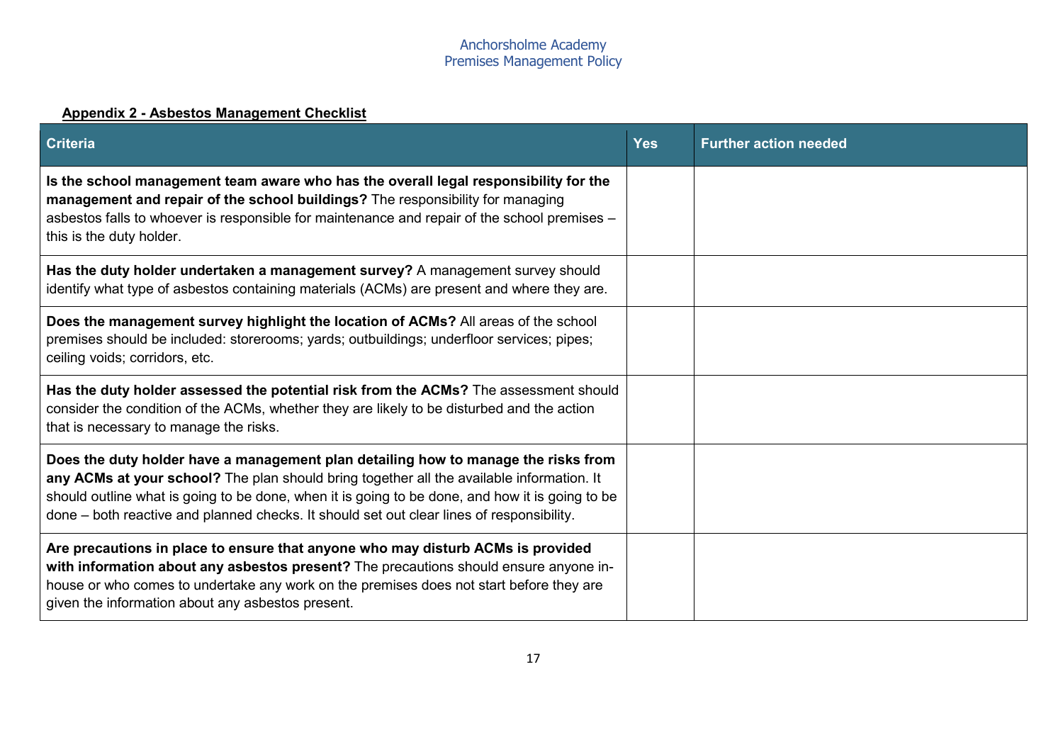## Appendix 2 - Asbestos Management Checklist

| Criteria | Yes | Further action needed |
| --- | --- | --- |
| **Is the school management team aware who has the overall legal responsibility for the management and repair of the school buildings?** The responsibility for managing asbestos falls to whoever is responsible for maintenance and repair of the school premises – this is the duty holder. | | |
| **Has the duty holder undertaken a management survey?** A management survey should identify what type of asbestos containing materials (ACMs) are present and where they are. | | |
| **Does the management survey highlight the location of ACMs?** All areas of the school premises should be included: storerooms; yards; outbuildings; underfloor services; pipes; ceiling voids; corridors, etc. | | |
| **Has the duty holder assessed the potential risk from the ACMs?** The assessment should consider the condition of the ACMs, whether they are likely to be disturbed and the action that is necessary to manage the risks. | | |
| **Does the duty holder have a management plan detailing how to manage the risks from any ACMs at your school?** The plan should bring together all the available information. It should outline what is going to be done, when it is going to be done, and how it is going to be done – both reactive and planned checks. It should set out clear lines of responsibility. | | |
| **Are precautions in place to ensure that anyone who may disturb ACMs is provided with information about any asbestos present?** The precautions should ensure anyone in-house or who comes to undertake any work on the premises does not start before they are given the information about any asbestos present. | | |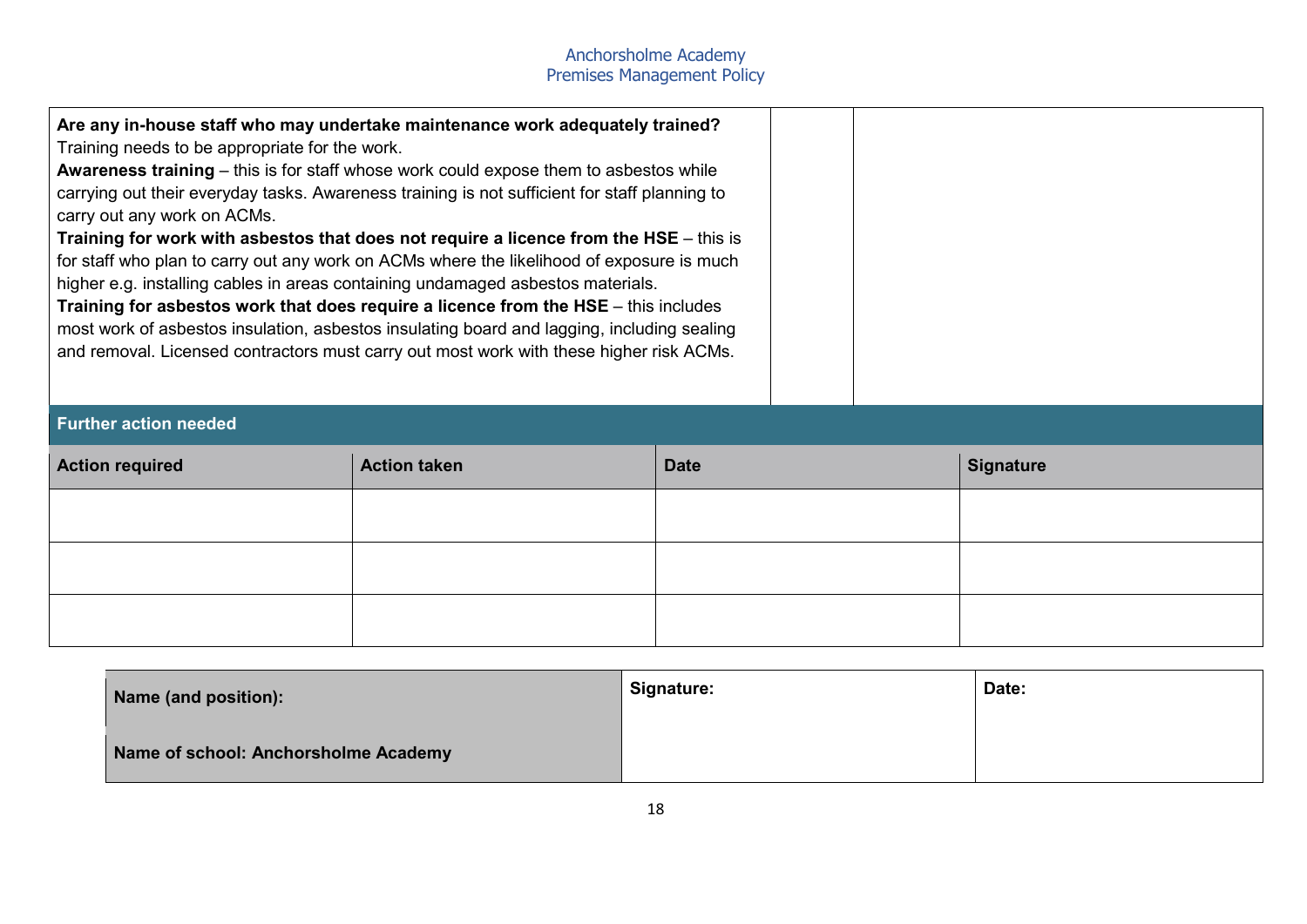| | | |
|---|---|---|
| **Are any in-house staff who may undertake maintenance work adequately trained?**<br>Training needs to be appropriate for the work.<br>**Awareness training** – this is for staff whose work could expose them to asbestos while carrying out their everyday tasks. Awareness training is not sufficient for staff planning to carry out any work on ACMs.<br>**Training for work with asbestos that does not require a licence from the HSE** – this is for staff who plan to carry out any work on ACMs where the likelihood of exposure is much higher e.g. installing cables in areas containing undamaged asbestos materials.<br>**Training for asbestos work that does require a licence from the HSE** – this includes most work of asbestos insulation, asbestos insulating board and lagging, including sealing and removal. Licensed contractors must carry out most work with these higher risk ACMs. | | |

**Further action needed**

| Action required | Action taken | Date | Signature |
|---|---|---|---|
| | | | |
| | | | |
| | | | |

| | | |
|---|---|---|
| **Name (and position):**<br><br>**Name of school: Anchorsholme Academy** | **Signature:** | **Date:** |